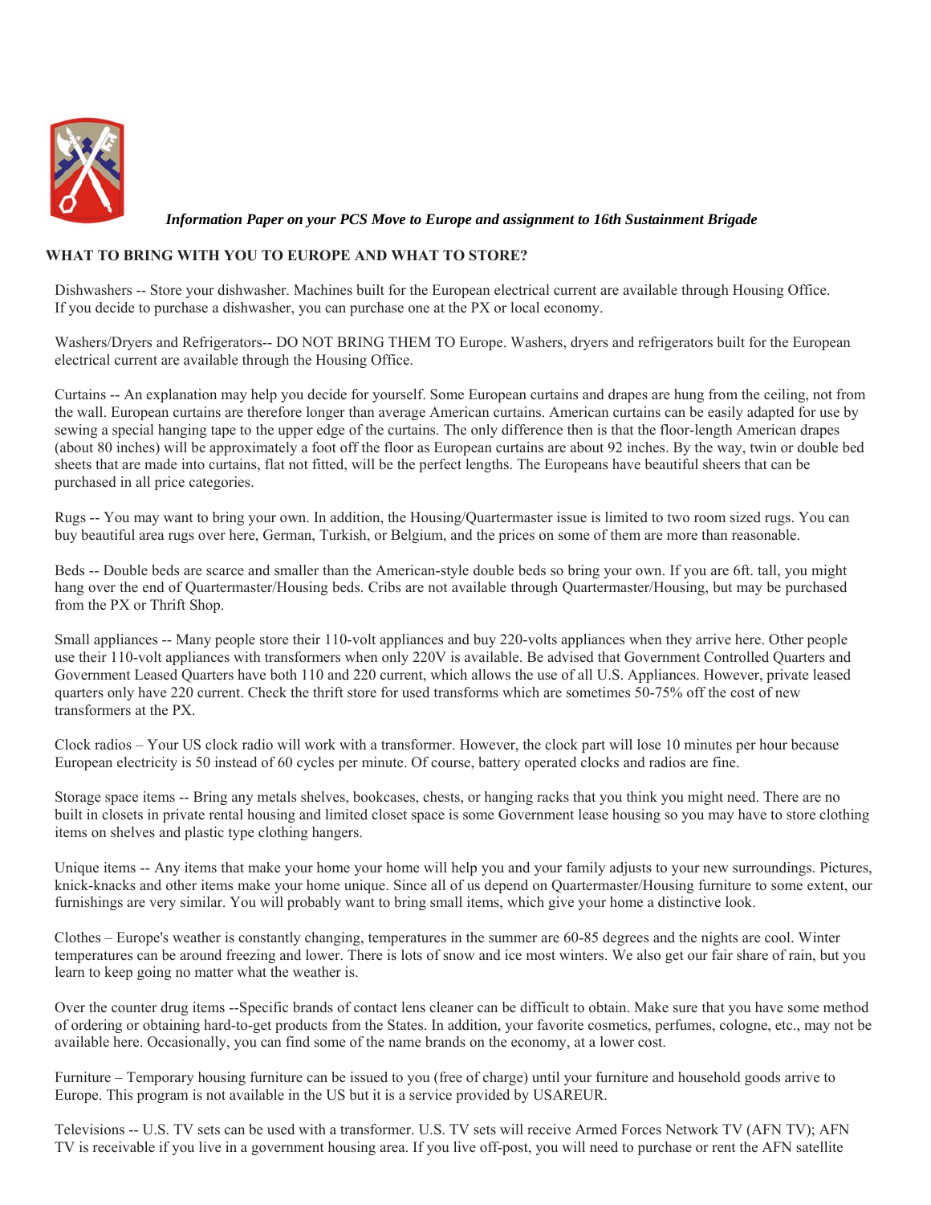***Information Paper on your PCS Move to Europe and assignment to 16th Sustainment Brigade***

**WHAT TO BRING WITH YOU TO EUROPE AND WHAT TO STORE?**

Dishwashers -- Store your dishwasher. Machines built for the European electrical current are available through Housing Office. If you decide to purchase a dishwasher, you can purchase one at the PX or local economy.

Washers/Dryers and Refrigerators-- DO NOT BRING THEM TO Europe. Washers, dryers and refrigerators built for the European electrical current are available through the Housing Office.

Curtains -- An explanation may help you decide for yourself. Some European curtains and drapes are hung from the ceiling, not from the wall. European curtains are therefore longer than average American curtains. American curtains can be easily adapted for use by sewing a special hanging tape to the upper edge of the curtains. The only difference then is that the floor-length American drapes (about 80 inches) will be approximately a foot off the floor as European curtains are about 92 inches. By the way, twin or double bed sheets that are made into curtains, flat not fitted, will be the perfect lengths. The Europeans have beautiful sheers that can be purchased in all price categories.

Rugs -- You may want to bring your own. In addition, the Housing/Quartermaster issue is limited to two room sized rugs. You can buy beautiful area rugs over here, German, Turkish, or Belgium, and the prices on some of them are more than reasonable.

Beds -- Double beds are scarce and smaller than the American-style double beds so bring your own. If you are 6ft. tall, you might hang over the end of Quartermaster/Housing beds. Cribs are not available through Quartermaster/Housing, but may be purchased from the PX or Thrift Shop.

Small appliances -- Many people store their 110-volt appliances and buy 220-volts appliances when they arrive here. Other people use their 110-volt appliances with transformers when only 220V is available. Be advised that Government Controlled Quarters and Government Leased Quarters have both 110 and 220 current, which allows the use of all U.S. Appliances. However, private leased quarters only have 220 current. Check the thrift store for used transforms which are sometimes 50-75% off the cost of new transformers at the PX.

Clock radios – Your US clock radio will work with a transformer. However, the clock part will lose 10 minutes per hour because European electricity is 50 instead of 60 cycles per minute. Of course, battery operated clocks and radios are fine.

Storage space items -- Bring any metals shelves, bookcases, chests, or hanging racks that you think you might need. There are no built in closets in private rental housing and limited closet space is some Government lease housing so you may have to store clothing items on shelves and plastic type clothing hangers.

Unique items -- Any items that make your home your home will help you and your family adjusts to your new surroundings. Pictures, knick-knacks and other items make your home unique. Since all of us depend on Quartermaster/Housing furniture to some extent, our furnishings are very similar. You will probably want to bring small items, which give your home a distinctive look.

Clothes – Europe's weather is constantly changing, temperatures in the summer are 60-85 degrees and the nights are cool. Winter temperatures can be around freezing and lower. There is lots of snow and ice most winters. We also get our fair share of rain, but you learn to keep going no matter what the weather is.

Over the counter drug items --Specific brands of contact lens cleaner can be difficult to obtain. Make sure that you have some method of ordering or obtaining hard-to-get products from the States. In addition, your favorite cosmetics, perfumes, cologne, etc., may not be available here. Occasionally, you can find some of the name brands on the economy, at a lower cost.

Furniture – Temporary housing furniture can be issued to you (free of charge) until your furniture and household goods arrive to Europe. This program is not available in the US but it is a service provided by USAREUR.

Televisions -- U.S. TV sets can be used with a transformer. U.S. TV sets will receive Armed Forces Network TV (AFN TV); AFN TV is receivable if you live in a government housing area. If you live off-post, you will need to purchase or rent the AFN satellite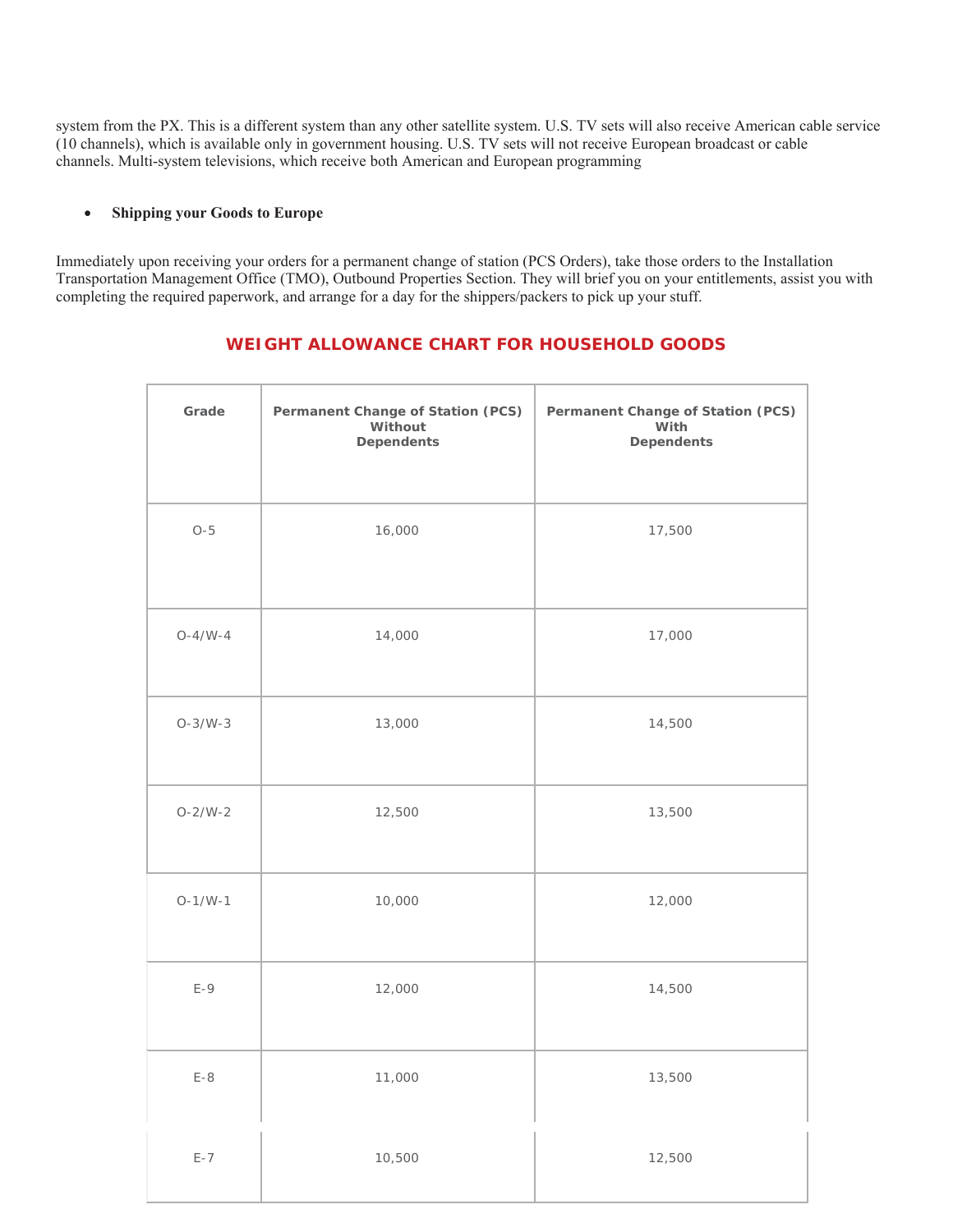system from the PX. This is a different system than any other satellite system. U.S. TV sets will also receive American cable service (10 channels), which is available only in government housing. U.S. TV sets will not receive European broadcast or cable channels. Multi-system televisions, which receive both American and European programming

- **Shipping your Goods to Europe**

Immediately upon receiving your orders for a permanent change of station (PCS Orders), take those orders to the Installation Transportation Management Office (TMO), Outbound Properties Section. They will brief you on your entitlements, assist you with completing the required paperwork, and arrange for a day for the shippers/packers to pick up your stuff.

## WEIGHT ALLOWANCE CHART FOR HOUSEHOLD GOODS

| Grade | Permanent Change of Station (PCS) Without Dependents | Permanent Change of Station (PCS) With Dependents |
|---|---|---|
| O-5 | 16,000 | 17,500 |
| O-4/W-4 | 14,000 | 17,000 |
| O-3/W-3 | 13,000 | 14,500 |
| O-2/W-2 | 12,500 | 13,500 |
| O-1/W-1 | 10,000 | 12,000 |
| E-9 | 12,000 | 14,500 |
| E-8 | 11,000 | 13,500 |
| E-7 | 10,500 | 12,500 |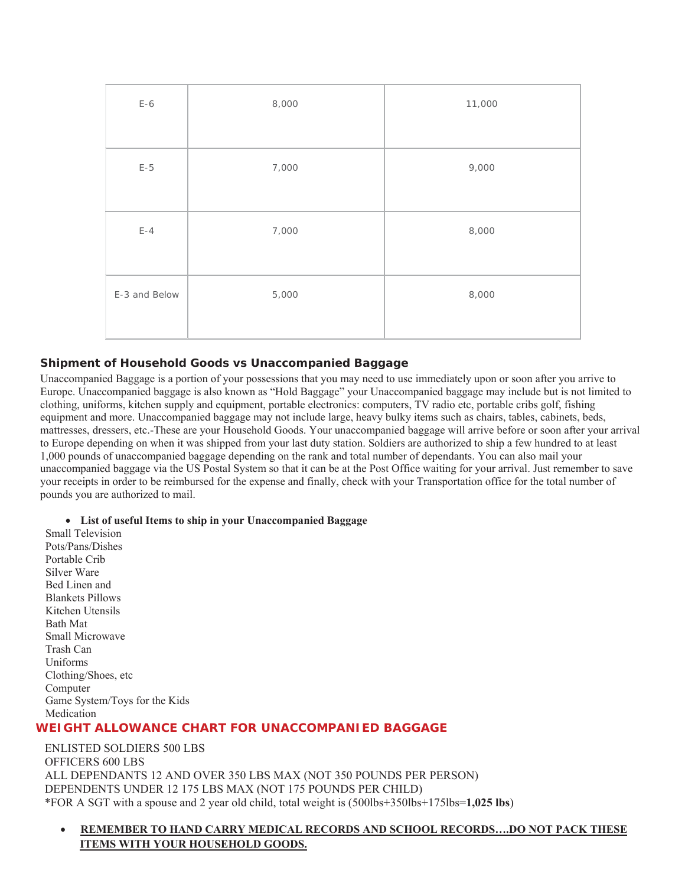| | | |
|---|---|---|
| E-6 | 8,000 | 11,000 |
| E-5 | 7,000 | 9,000 |
| E-4 | 7,000 | 8,000 |
| E-3 and Below | 5,000 | 8,000 |

### Shipment of Household Goods vs Unaccompanied Baggage

Unaccompanied Baggage is a portion of your possessions that you may need to use immediately upon or soon after you arrive to Europe. Unaccompanied baggage is also known as "Hold Baggage" your Unaccompanied baggage may include but is not limited to clothing, uniforms, kitchen supply and equipment, portable electronics: computers, TV radio etc, portable cribs golf, fishing equipment and more. Unaccompanied baggage may not include large, heavy bulky items such as chairs, tables, cabinets, beds, mattresses, dressers, etc.-These are your Household Goods. Your unaccompanied baggage will arrive before or soon after your arrival to Europe depending on when it was shipped from your last duty station. Soldiers are authorized to ship a few hundred to at least 1,000 pounds of unaccompanied baggage depending on the rank and total number of dependants. You can also mail your unaccompanied baggage via the US Postal System so that it can be at the Post Office waiting for your arrival. Just remember to save your receipts in order to be reimbursed for the expense and finally, check with your Transportation office for the total number of pounds you are authorized to mail.

- **List of useful Items to ship in your Unaccompanied Baggage**

Small Television
Pots/Pans/Dishes
Portable Crib
Silver Ware
Bed Linen and
Blankets Pillows
Kitchen Utensils
Bath Mat
Small Microwave
Trash Can
Uniforms
Clothing/Shoes, etc
Computer
Game System/Toys for the Kids
Medication

### WEIGHT ALLOWANCE CHART FOR UNACCOMPANIED BAGGAGE

ENLISTED SOLDIERS 500 LBS
OFFICERS 600 LBS
ALL DEPENDANTS 12 AND OVER 350 LBS MAX (NOT 350 POUNDS PER PERSON)
DEPENDENTS UNDER 12 175 LBS MAX (NOT 175 POUNDS PER CHILD)
*FOR A SGT with a spouse and 2 year old child, total weight is (500lbs+350lbs+175lbs=**1,025 lbs**)

- **REMEMBER TO HAND CARRY MEDICAL RECORDS AND SCHOOL RECORDS….DO NOT PACK THESE ITEMS WITH YOUR HOUSEHOLD GOODS.**